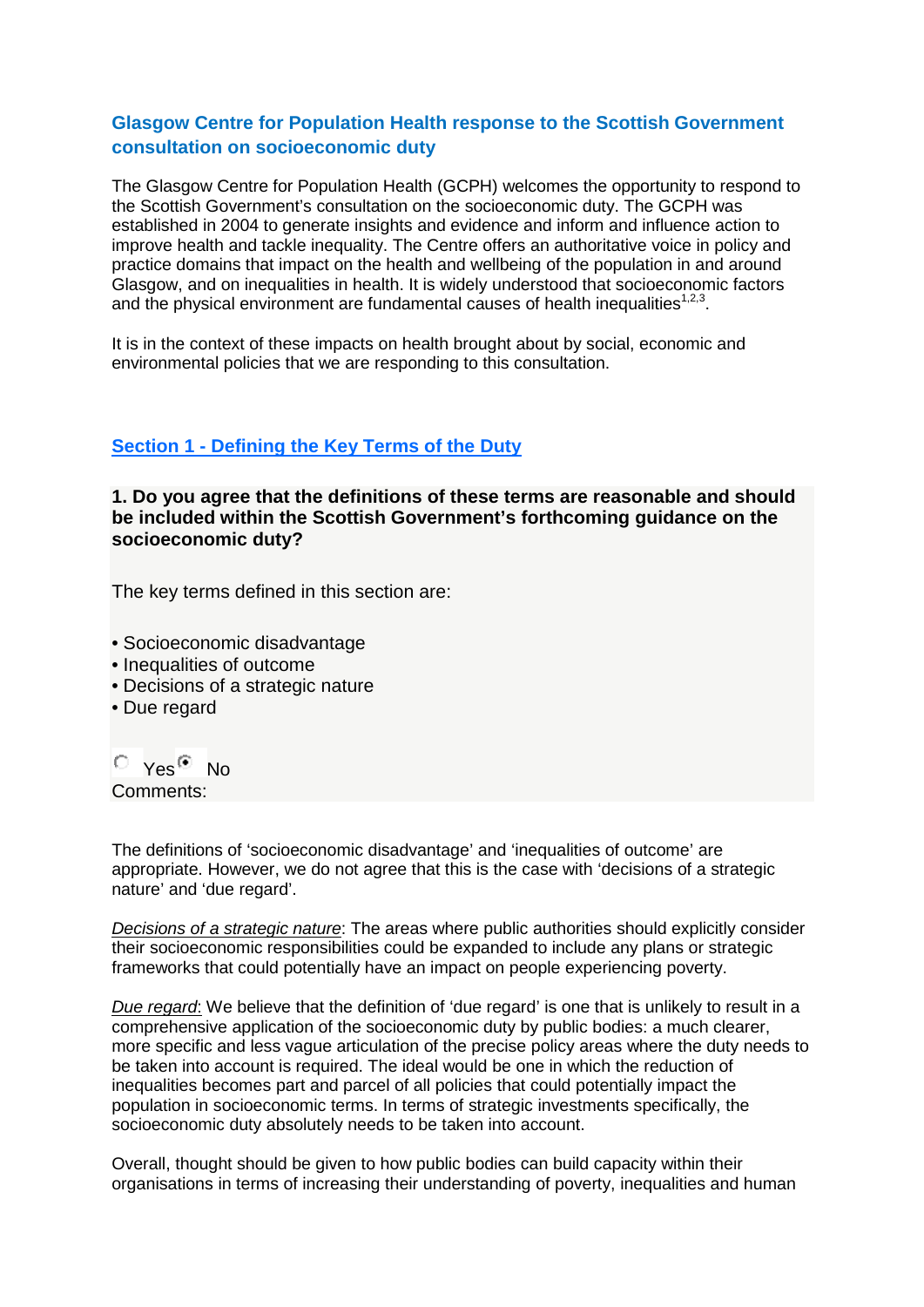## Glasgow Centre for Population Health response to the Scottish Government consultation on socioeconomic duty

The Glasgow Centre for Population Health (GCPH) welcomes the opportunity to respond to the Scottish Government's consultation on the socioeconomic duty. The GCPH was established in 2004 to generate insights and evidence and inform and influence action to improve health and tackle inequality. The Centre offers an authoritative voice in policy and practice domains that impact on the health and wellbeing of the population in and around Glasgow, and on inequalities in health. It is widely understood that socioeconomic factors and the physical environment are fundamental causes of health inequalities[1,2,3].

It is in the context of these impacts on health brought about by social, economic and environmental policies that we are responding to this consultation.

### Section 1 - Defining the Key Terms of the Duty

**1. Do you agree that the definitions of these terms are reasonable and should be included within the Scottish Government's forthcoming guidance on the socioeconomic duty?**

The key terms defined in this section are:

- Socioeconomic disadvantage
- Inequalities of outcome
- Decisions of a strategic nature
- Due regard

○ Yes ◉ No

Comments:

The definitions of 'socioeconomic disadvantage' and 'inequalities of outcome' are appropriate. However, we do not agree that this is the case with 'decisions of a strategic nature' and 'due regard'.

*Decisions of a strategic nature*: The areas where public authorities should explicitly consider their socioeconomic responsibilities could be expanded to include any plans or strategic frameworks that could potentially have an impact on people experiencing poverty.

*Due regard*: We believe that the definition of 'due regard' is one that is unlikely to result in a comprehensive application of the socioeconomic duty by public bodies: a much clearer, more specific and less vague articulation of the precise policy areas where the duty needs to be taken into account is required. The ideal would be one in which the reduction of inequalities becomes part and parcel of all policies that could potentially impact the population in socioeconomic terms. In terms of strategic investments specifically, the socioeconomic duty absolutely needs to be taken into account.

Overall, thought should be given to how public bodies can build capacity within their organisations in terms of increasing their understanding of poverty, inequalities and human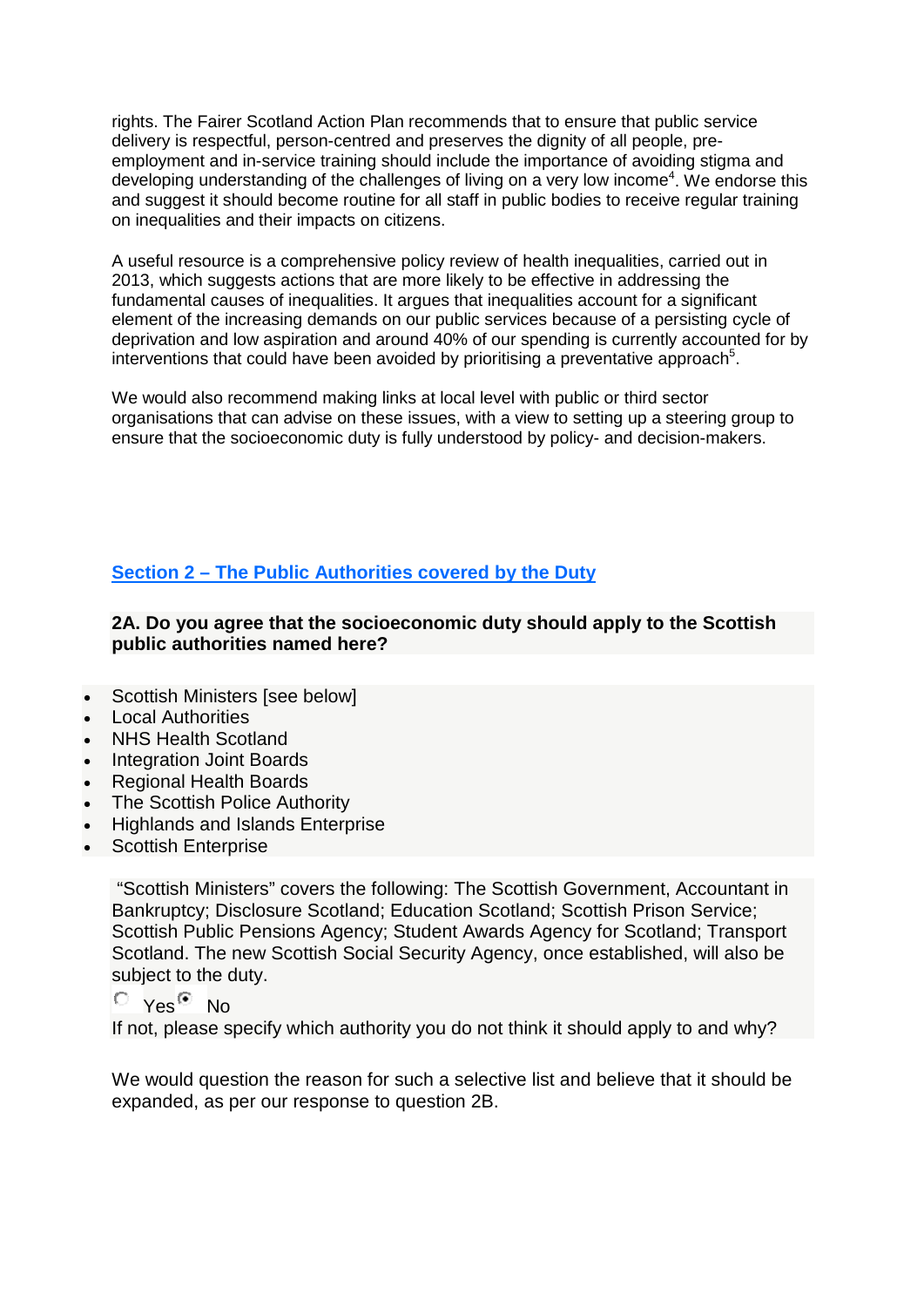rights. The Fairer Scotland Action Plan recommends that to ensure that public service delivery is respectful, person-centred and preserves the dignity of all people, pre-employment and in-service training should include the importance of avoiding stigma and developing understanding of the challenges of living on a very low income[4]. We endorse this and suggest it should become routine for all staff in public bodies to receive regular training on inequalities and their impacts on citizens.

A useful resource is a comprehensive policy review of health inequalities, carried out in 2013, which suggests actions that are more likely to be effective in addressing the fundamental causes of inequalities. It argues that inequalities account for a significant element of the increasing demands on our public services because of a persisting cycle of deprivation and low aspiration and around 40% of our spending is currently accounted for by interventions that could have been avoided by prioritising a preventative approach[5].

We would also recommend making links at local level with public or third sector organisations that can advise on these issues, with a view to setting up a steering group to ensure that the socioeconomic duty is fully understood by policy- and decision-makers.

## Section 2 – The Public Authorities covered by the Duty

**2A. Do you agree that the socioeconomic duty should apply to the Scottish public authorities named here?**

- Scottish Ministers [see below]
- Local Authorities
- NHS Health Scotland
- Integration Joint Boards
- Regional Health Boards
- The Scottish Police Authority
- Highlands and Islands Enterprise
- Scottish Enterprise

"Scottish Ministers" covers the following: The Scottish Government, Accountant in Bankruptcy; Disclosure Scotland; Education Scotland; Scottish Prison Service; Scottish Public Pensions Agency; Student Awards Agency for Scotland; Transport Scotland. The new Scottish Social Security Agency, once established, will also be subject to the duty.

○ Yes ◉ No

If not, please specify which authority you do not think it should apply to and why?

We would question the reason for such a selective list and believe that it should be expanded, as per our response to question 2B.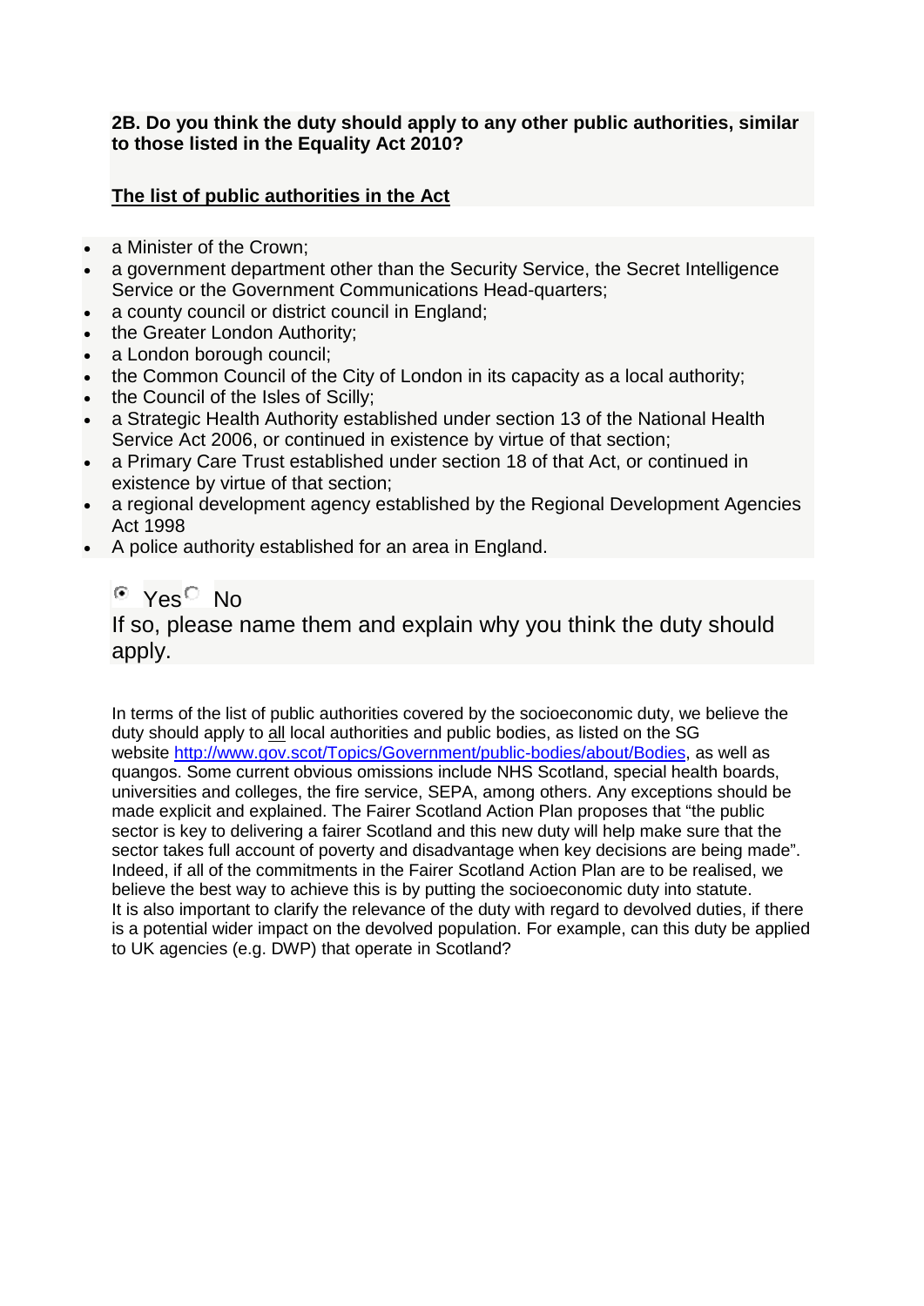**2B. Do you think the duty should apply to any other public authorities, similar to those listed in the Equality Act 2010?**

**The list of public authorities in the Act**

- a Minister of the Crown;
- a government department other than the Security Service, the Secret Intelligence Service or the Government Communications Head-quarters;
- a county council or district council in England;
- the Greater London Authority;
- a London borough council;
- the Common Council of the City of London in its capacity as a local authority;
- the Council of the Isles of Scilly;
- a Strategic Health Authority established under section 13 of the National Health Service Act 2006, or continued in existence by virtue of that section;
- a Primary Care Trust established under section 18 of that Act, or continued in existence by virtue of that section;
- a regional development agency established by the Regional Development Agencies Act 1998
- A police authority established for an area in England.

(x) Yes ( ) No

If so, please name them and explain why you think the duty should apply.

In terms of the list of public authorities covered by the socioeconomic duty, we believe the duty should apply to all local authorities and public bodies, as listed on the SG website [http://www.gov.scot/Topics/Government/public-bodies/about/Bodies](http://www.gov.scot/Topics/Government/public-bodies/about/Bodies), as well as quangos. Some current obvious omissions include NHS Scotland, special health boards, universities and colleges, the fire service, SEPA, among others. Any exceptions should be made explicit and explained. The Fairer Scotland Action Plan proposes that "the public sector is key to delivering a fairer Scotland and this new duty will help make sure that the sector takes full account of poverty and disadvantage when key decisions are being made". Indeed, if all of the commitments in the Fairer Scotland Action Plan are to be realised, we believe the best way to achieve this is by putting the socioeconomic duty into statute.
It is also important to clarify the relevance of the duty with regard to devolved duties, if there is a potential wider impact on the devolved population. For example, can this duty be applied to UK agencies (e.g. DWP) that operate in Scotland?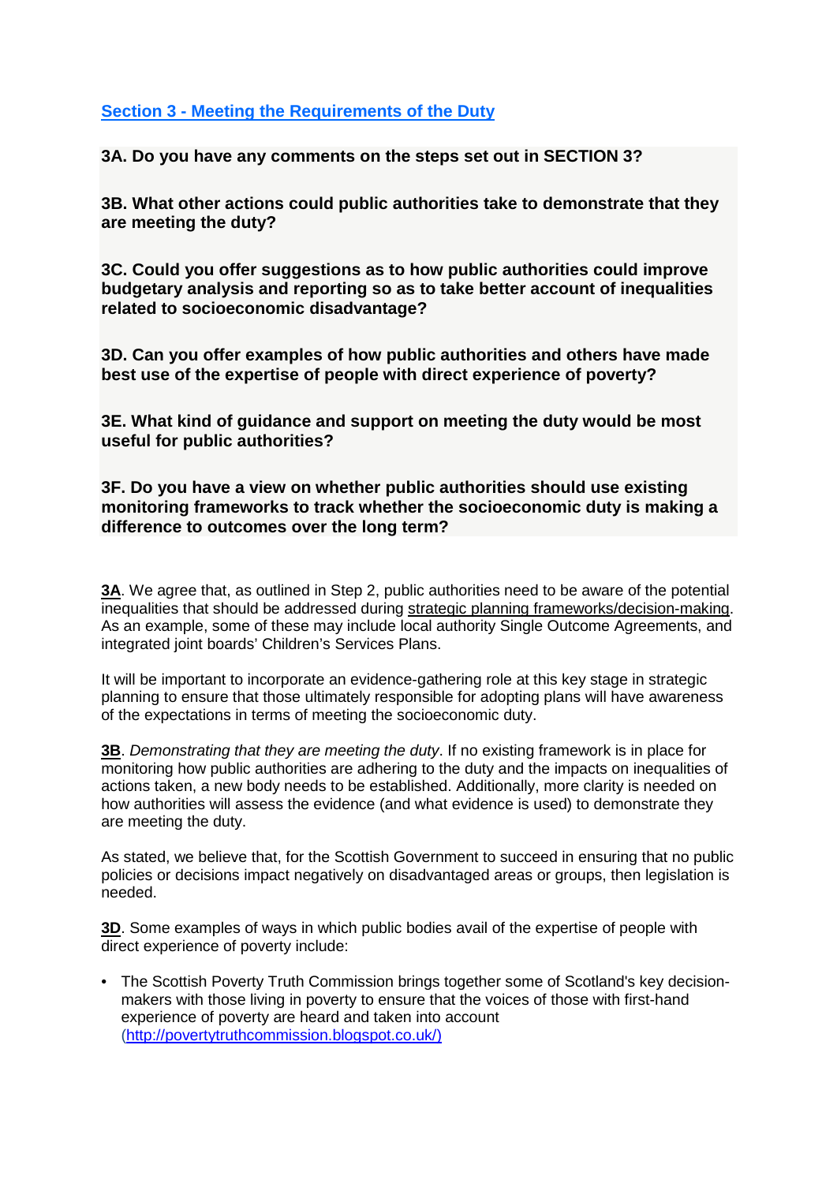## Section 3 - Meeting the Requirements of the Duty

**3A. Do you have any comments on the steps set out in SECTION 3?**

**3B. What other actions could public authorities take to demonstrate that they are meeting the duty?**

**3C. Could you offer suggestions as to how public authorities could improve budgetary analysis and reporting so as to take better account of inequalities related to socioeconomic disadvantage?**

**3D. Can you offer examples of how public authorities and others have made best use of the expertise of people with direct experience of poverty?**

**3E. What kind of guidance and support on meeting the duty would be most useful for public authorities?**

**3F. Do you have a view on whether public authorities should use existing monitoring frameworks to track whether the socioeconomic duty is making a difference to outcomes over the long term?**

**3A**. We agree that, as outlined in Step 2, public authorities need to be aware of the potential inequalities that should be addressed during strategic planning frameworks/decision-making. As an example, some of these may include local authority Single Outcome Agreements, and integrated joint boards' Children's Services Plans.

It will be important to incorporate an evidence-gathering role at this key stage in strategic planning to ensure that those ultimately responsible for adopting plans will have awareness of the expectations in terms of meeting the socioeconomic duty.

**3B**. *Demonstrating that they are meeting the duty*. If no existing framework is in place for monitoring how public authorities are adhering to the duty and the impacts on inequalities of actions taken, a new body needs to be established. Additionally, more clarity is needed on how authorities will assess the evidence (and what evidence is used) to demonstrate they are meeting the duty.

As stated, we believe that, for the Scottish Government to succeed in ensuring that no public policies or decisions impact negatively on disadvantaged areas or groups, then legislation is needed.

**3D**. Some examples of ways in which public bodies avail of the expertise of people with direct experience of poverty include:

- The Scottish Poverty Truth Commission brings together some of Scotland's key decision-makers with those living in poverty to ensure that the voices of those with first-hand experience of poverty are heard and taken into account (http://povertytruthcommission.blogspot.co.uk/)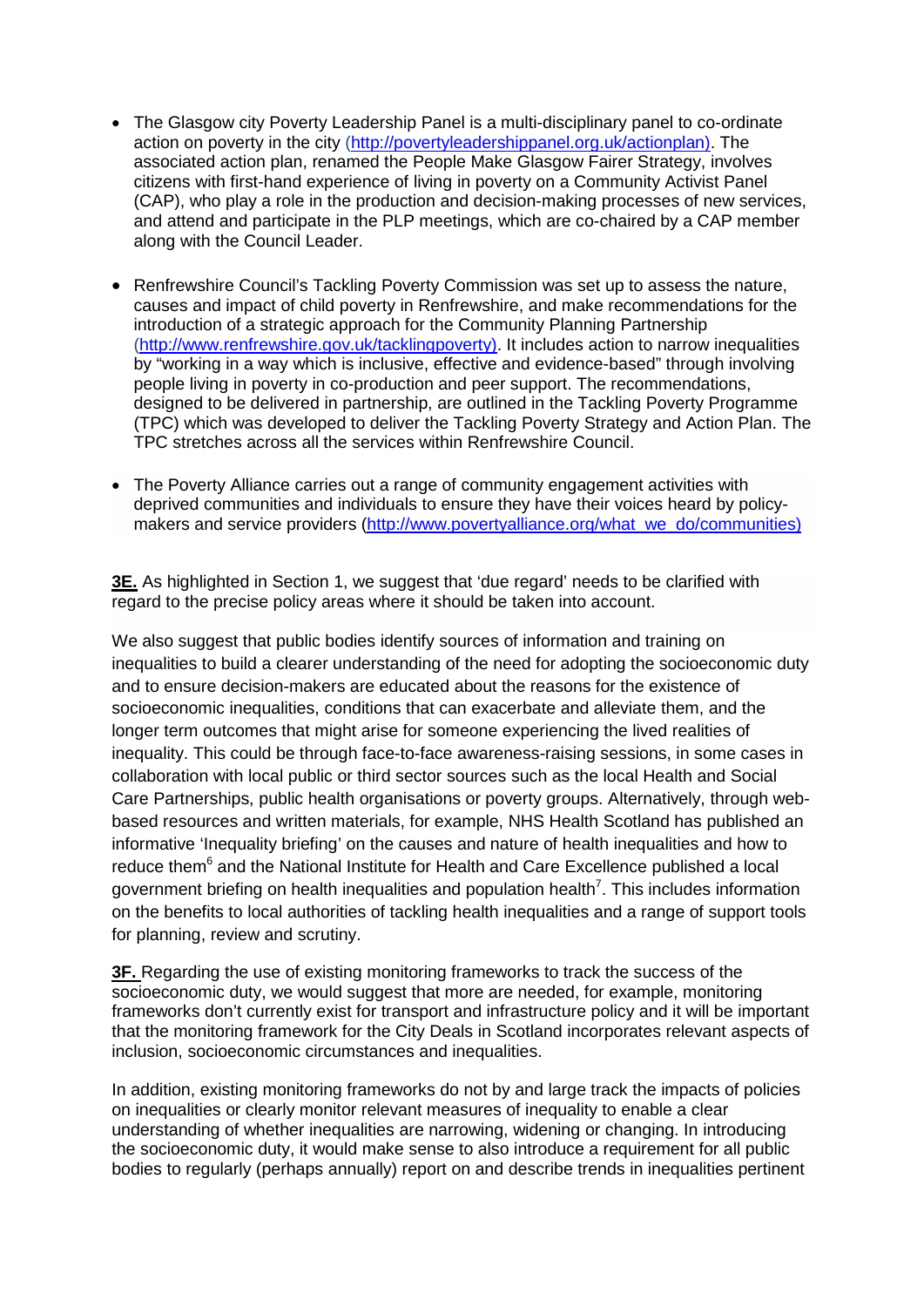- The Glasgow city Poverty Leadership Panel is a multi-disciplinary panel to co-ordinate action on poverty in the city (http://povertyleadershippanel.org.uk/actionplan). The associated action plan, renamed the People Make Glasgow Fairer Strategy, involves citizens with first-hand experience of living in poverty on a Community Activist Panel (CAP), who play a role in the production and decision-making processes of new services, and attend and participate in the PLP meetings, which are co-chaired by a CAP member along with the Council Leader.

- Renfrewshire Council's Tackling Poverty Commission was set up to assess the nature, causes and impact of child poverty in Renfrewshire, and make recommendations for the introduction of a strategic approach for the Community Planning Partnership (http://www.renfrewshire.gov.uk/tacklingpoverty). It includes action to narrow inequalities by "working in a way which is inclusive, effective and evidence-based" through involving people living in poverty in co-production and peer support. The recommendations, designed to be delivered in partnership, are outlined in the Tackling Poverty Programme (TPC) which was developed to deliver the Tackling Poverty Strategy and Action Plan. The TPC stretches across all the services within Renfrewshire Council.

- The Poverty Alliance carries out a range of community engagement activities with deprived communities and individuals to ensure they have their voices heard by policy-makers and service providers (http://www.povertyalliance.org/what_we_do/communities)

**3E.** As highlighted in Section 1, we suggest that 'due regard' needs to be clarified with regard to the precise policy areas where it should be taken into account.

We also suggest that public bodies identify sources of information and training on inequalities to build a clearer understanding of the need for adopting the socioeconomic duty and to ensure decision-makers are educated about the reasons for the existence of socioeconomic inequalities, conditions that can exacerbate and alleviate them, and the longer term outcomes that might arise for someone experiencing the lived realities of inequality. This could be through face-to-face awareness-raising sessions, in some cases in collaboration with local public or third sector sources such as the local Health and Social Care Partnerships, public health organisations or poverty groups. Alternatively, through web-based resources and written materials, for example, NHS Health Scotland has published an informative 'Inequality briefing' on the causes and nature of health inequalities and how to reduce them[6] and the National Institute for Health and Care Excellence published a local government briefing on health inequalities and population health[7]. This includes information on the benefits to local authorities of tackling health inequalities and a range of support tools for planning, review and scrutiny.

**3F.** Regarding the use of existing monitoring frameworks to track the success of the socioeconomic duty, we would suggest that more are needed, for example, monitoring frameworks don't currently exist for transport and infrastructure policy and it will be important that the monitoring framework for the City Deals in Scotland incorporates relevant aspects of inclusion, socioeconomic circumstances and inequalities.

In addition, existing monitoring frameworks do not by and large track the impacts of policies on inequalities or clearly monitor relevant measures of inequality to enable a clear understanding of whether inequalities are narrowing, widening or changing. In introducing the socioeconomic duty, it would make sense to also introduce a requirement for all public bodies to regularly (perhaps annually) report on and describe trends in inequalities pertinent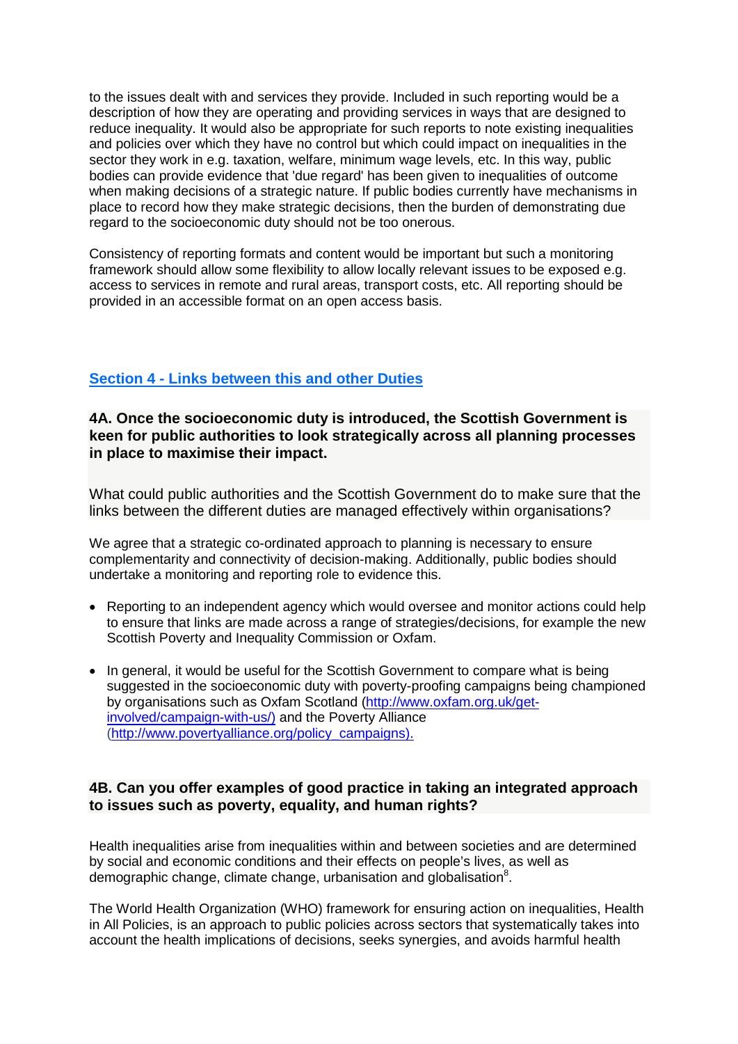to the issues dealt with and services they provide. Included in such reporting would be a description of how they are operating and providing services in ways that are designed to reduce inequality. It would also be appropriate for such reports to note existing inequalities and policies over which they have no control but which could impact on inequalities in the sector they work in e.g. taxation, welfare, minimum wage levels, etc. In this way, public bodies can provide evidence that 'due regard' has been given to inequalities of outcome when making decisions of a strategic nature. If public bodies currently have mechanisms in place to record how they make strategic decisions, then the burden of demonstrating due regard to the socioeconomic duty should not be too onerous.

Consistency of reporting formats and content would be important but such a monitoring framework should allow some flexibility to allow locally relevant issues to be exposed e.g. access to services in remote and rural areas, transport costs, etc. All reporting should be provided in an accessible format on an open access basis.

## Section 4 - Links between this and other Duties

**4A. Once the socioeconomic duty is introduced, the Scottish Government is keen for public authorities to look strategically across all planning processes in place to maximise their impact.**

What could public authorities and the Scottish Government do to make sure that the links between the different duties are managed effectively within organisations?

We agree that a strategic co-ordinated approach to planning is necessary to ensure complementarity and connectivity of decision-making. Additionally, public bodies should undertake a monitoring and reporting role to evidence this.

- Reporting to an independent agency which would oversee and monitor actions could help to ensure that links are made across a range of strategies/decisions, for example the new Scottish Poverty and Inequality Commission or Oxfam.

- In general, it would be useful for the Scottish Government to compare what is being suggested in the socioeconomic duty with poverty-proofing campaigns being championed by organisations such as Oxfam Scotland (http://www.oxfam.org.uk/get-involved/campaign-with-us/) and the Poverty Alliance (http://www.povertyalliance.org/policy_campaigns).

**4B. Can you offer examples of good practice in taking an integrated approach to issues such as poverty, equality, and human rights?**

Health inequalities arise from inequalities within and between societies and are determined by social and economic conditions and their effects on people's lives, as well as demographic change, climate change, urbanisation and globalisation[8].

The World Health Organization (WHO) framework for ensuring action on inequalities, Health in All Policies, is an approach to public policies across sectors that systematically takes into account the health implications of decisions, seeks synergies, and avoids harmful health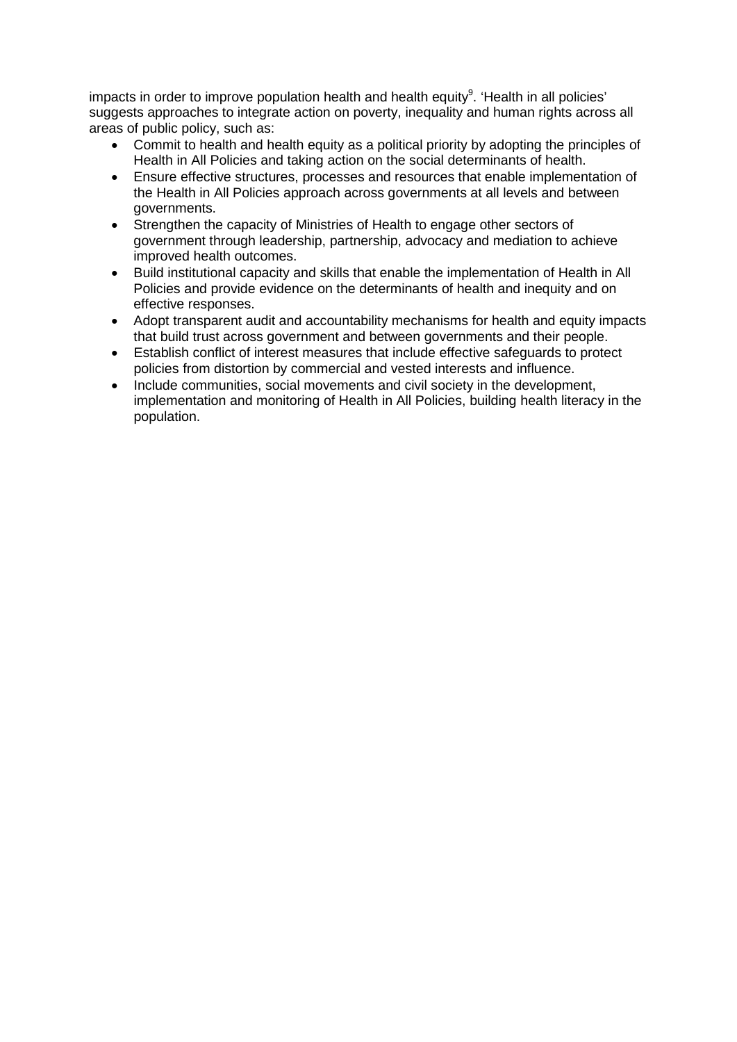impacts in order to improve population health and health equity[9]. 'Health in all policies' suggests approaches to integrate action on poverty, inequality and human rights across all areas of public policy, such as:

- Commit to health and health equity as a political priority by adopting the principles of Health in All Policies and taking action on the social determinants of health.
- Ensure effective structures, processes and resources that enable implementation of the Health in All Policies approach across governments at all levels and between governments.
- Strengthen the capacity of Ministries of Health to engage other sectors of government through leadership, partnership, advocacy and mediation to achieve improved health outcomes.
- Build institutional capacity and skills that enable the implementation of Health in All Policies and provide evidence on the determinants of health and inequity and on effective responses.
- Adopt transparent audit and accountability mechanisms for health and equity impacts that build trust across government and between governments and their people.
- Establish conflict of interest measures that include effective safeguards to protect policies from distortion by commercial and vested interests and influence.
- Include communities, social movements and civil society in the development, implementation and monitoring of Health in All Policies, building health literacy in the population.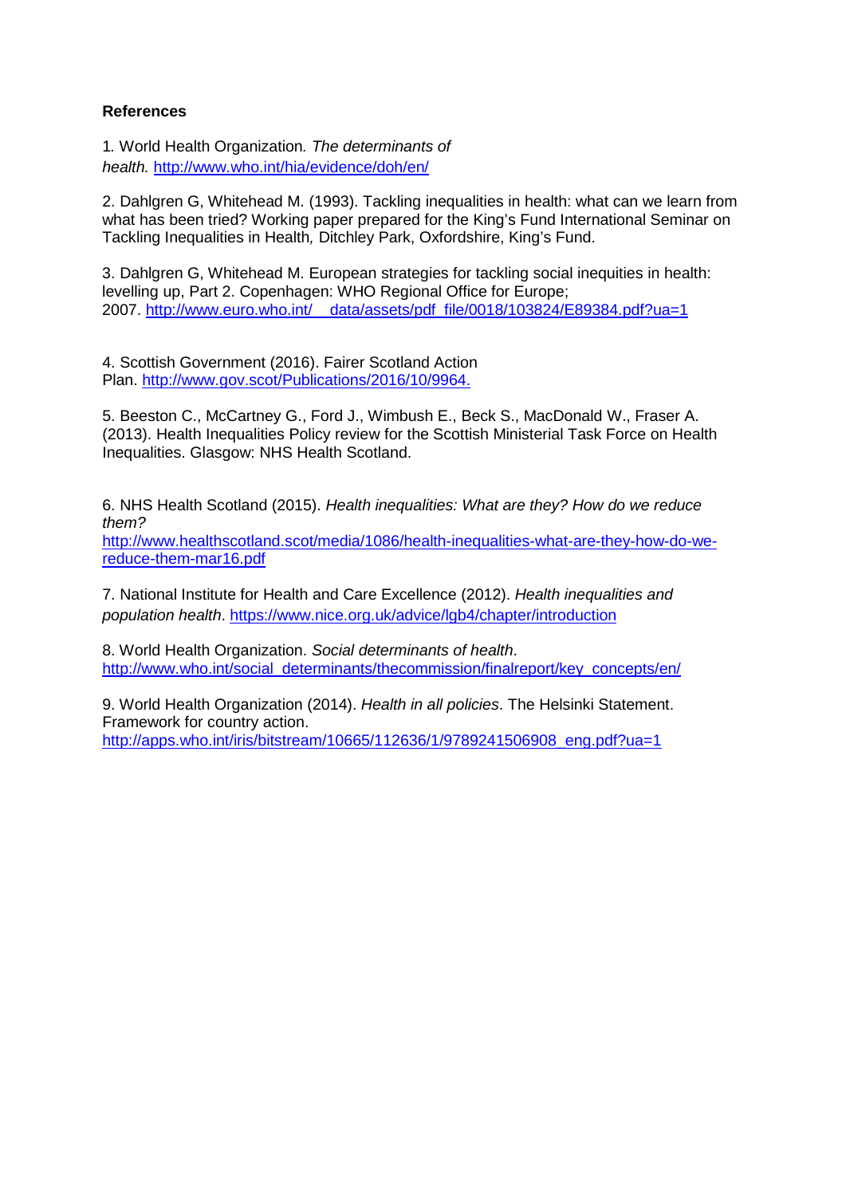**References**

1. World Health Organization*. The determinants of health.* http://www.who.int/hia/evidence/doh/en/

2. Dahlgren G, Whitehead M. (1993). Tackling inequalities in health: what can we learn from what has been tried? Working paper prepared for the King's Fund International Seminar on Tackling Inequalities in Health*,* Ditchley Park, Oxfordshire, King's Fund.

3. Dahlgren G, Whitehead M. European strategies for tackling social inequities in health: levelling up, Part 2. Copenhagen: WHO Regional Office for Europe; 2007. http://www.euro.who.int/__data/assets/pdf_file/0018/103824/E89384.pdf?ua=1

4. Scottish Government (2016). Fairer Scotland Action Plan. http://www.gov.scot/Publications/2016/10/9964.

5. Beeston C., McCartney G., Ford J., Wimbush E., Beck S., MacDonald W., Fraser A. (2013). Health Inequalities Policy review for the Scottish Ministerial Task Force on Health Inequalities. Glasgow: NHS Health Scotland.

6. NHS Health Scotland (2015). *Health inequalities: What are they? How do we reduce them?* http://www.healthscotland.scot/media/1086/health-inequalities-what-are-they-how-do-we-reduce-them-mar16.pdf

7. National Institute for Health and Care Excellence (2012). *Health inequalities and population health*. https://www.nice.org.uk/advice/lgb4/chapter/introduction

8. World Health Organization. *Social determinants of health*. http://www.who.int/social_determinants/thecommission/finalreport/key_concepts/en/

9. World Health Organization (2014). *Health in all policies*. The Helsinki Statement. Framework for country action. http://apps.who.int/iris/bitstream/10665/112636/1/9789241506908_eng.pdf?ua=1